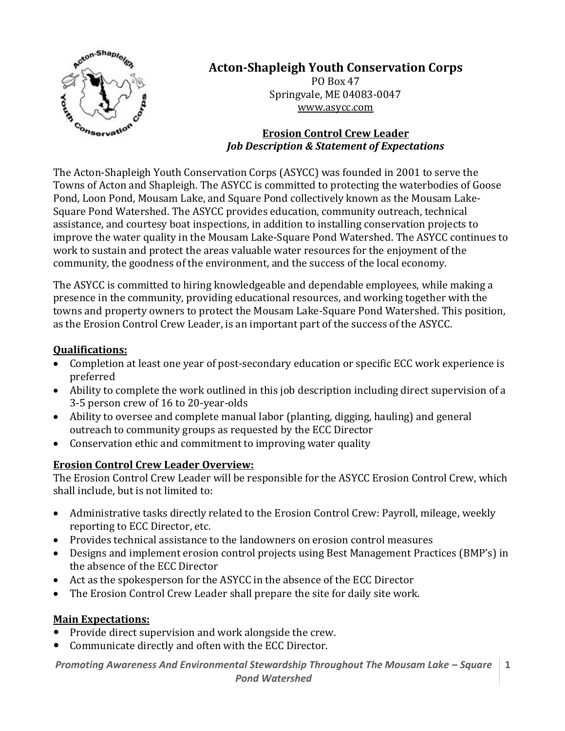# Acton-Shapleigh Youth Conservation Corps

PO Box 47
Springvale, ME 04083-0047
www.asycc.com

## Erosion Control Crew Leader
### *Job Description & Statement of Expectations*

The Acton-Shapleigh Youth Conservation Corps (ASYCC) was founded in 2001 to serve the Towns of Acton and Shapleigh. The ASYCC is committed to protecting the waterbodies of Goose Pond, Loon Pond, Mousam Lake, and Square Pond collectively known as the Mousam Lake-Square Pond Watershed. The ASYCC provides education, community outreach, technical assistance, and courtesy boat inspections, in addition to installing conservation projects to improve the water quality in the Mousam Lake-Square Pond Watershed. The ASYCC continues to work to sustain and protect the areas valuable water resources for the enjoyment of the community, the goodness of the environment, and the success of the local economy.

The ASYCC is committed to hiring knowledgeable and dependable employees, while making a presence in the community, providing educational resources, and working together with the towns and property owners to protect the Mousam Lake-Square Pond Watershed. This position, as the Erosion Control Crew Leader, is an important part of the success of the ASYCC.

**Qualifications:**

- Completion at least one year of post-secondary education or specific ECC work experience is preferred
- Ability to complete the work outlined in this job description including direct supervision of a 3-5 person crew of 16 to 20-year-olds
- Ability to oversee and complete manual labor (planting, digging, hauling) and general outreach to community groups as requested by the ECC Director
- Conservation ethic and commitment to improving water quality

**Erosion Control Crew Leader Overview:**

The Erosion Control Crew Leader will be responsible for the ASYCC Erosion Control Crew, which shall include, but is not limited to:

- Administrative tasks directly related to the Erosion Control Crew: Payroll, mileage, weekly reporting to ECC Director, etc.
- Provides technical assistance to the landowners on erosion control measures
- Designs and implement erosion control projects using Best Management Practices (BMP's) in the absence of the ECC Director
- Act as the spokesperson for the ASYCC in the absence of the ECC Director
- The Erosion Control Crew Leader shall prepare the site for daily site work.

**Main Expectations:**

- Provide direct supervision and work alongside the crew.
- Communicate directly and often with the ECC Director.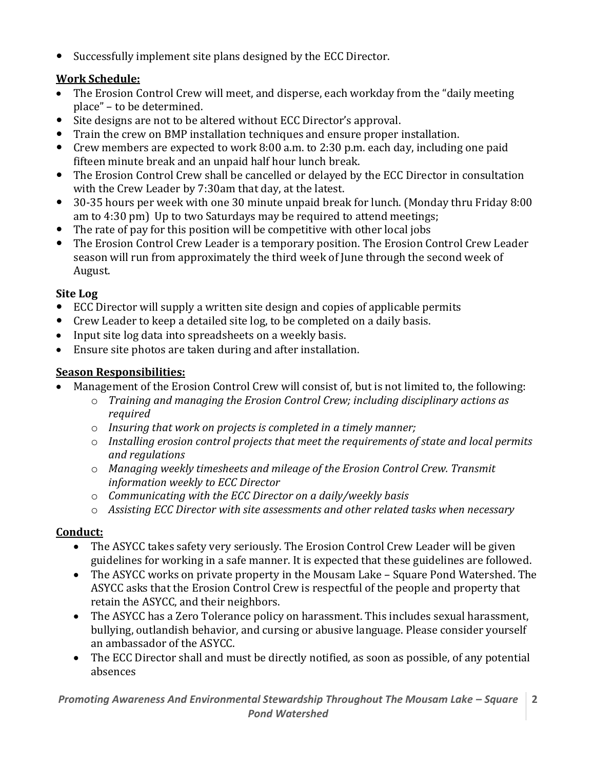- Successfully implement site plans designed by the ECC Director.

**Work Schedule:**

- The Erosion Control Crew will meet, and disperse, each workday from the "daily meeting place" – to be determined.
- Site designs are not to be altered without ECC Director's approval.
- Train the crew on BMP installation techniques and ensure proper installation.
- Crew members are expected to work 8:00 a.m. to 2:30 p.m. each day, including one paid fifteen minute break and an unpaid half hour lunch break.
- The Erosion Control Crew shall be cancelled or delayed by the ECC Director in consultation with the Crew Leader by 7:30am that day, at the latest.
- 30-35 hours per week with one 30 minute unpaid break for lunch. (Monday thru Friday 8:00 am to 4:30 pm) Up to two Saturdays may be required to attend meetings;
- The rate of pay for this position will be competitive with other local jobs
- The Erosion Control Crew Leader is a temporary position. The Erosion Control Crew Leader season will run from approximately the third week of June through the second week of August.

**Site Log**

- ECC Director will supply a written site design and copies of applicable permits
- Crew Leader to keep a detailed site log, to be completed on a daily basis.
- Input site log data into spreadsheets on a weekly basis.
- Ensure site photos are taken during and after installation.

**Season Responsibilities:**

- Management of the Erosion Control Crew will consist of, but is not limited to, the following:
  - *Training and managing the Erosion Control Crew; including disciplinary actions as required*
  - *Insuring that work on projects is completed in a timely manner;*
  - *Installing erosion control projects that meet the requirements of state and local permits and regulations*
  - *Managing weekly timesheets and mileage of the Erosion Control Crew. Transmit information weekly to ECC Director*
  - *Communicating with the ECC Director on a daily/weekly basis*
  - *Assisting ECC Director with site assessments and other related tasks when necessary*

**Conduct:**

- The ASYCC takes safety very seriously. The Erosion Control Crew Leader will be given guidelines for working in a safe manner. It is expected that these guidelines are followed.
- The ASYCC works on private property in the Mousam Lake – Square Pond Watershed. The ASYCC asks that the Erosion Control Crew is respectful of the people and property that retain the ASYCC, and their neighbors.
- The ASYCC has a Zero Tolerance policy on harassment. This includes sexual harassment, bullying, outlandish behavior, and cursing or abusive language. Please consider yourself an ambassador of the ASYCC.
- The ECC Director shall and must be directly notified, as soon as possible, of any potential absences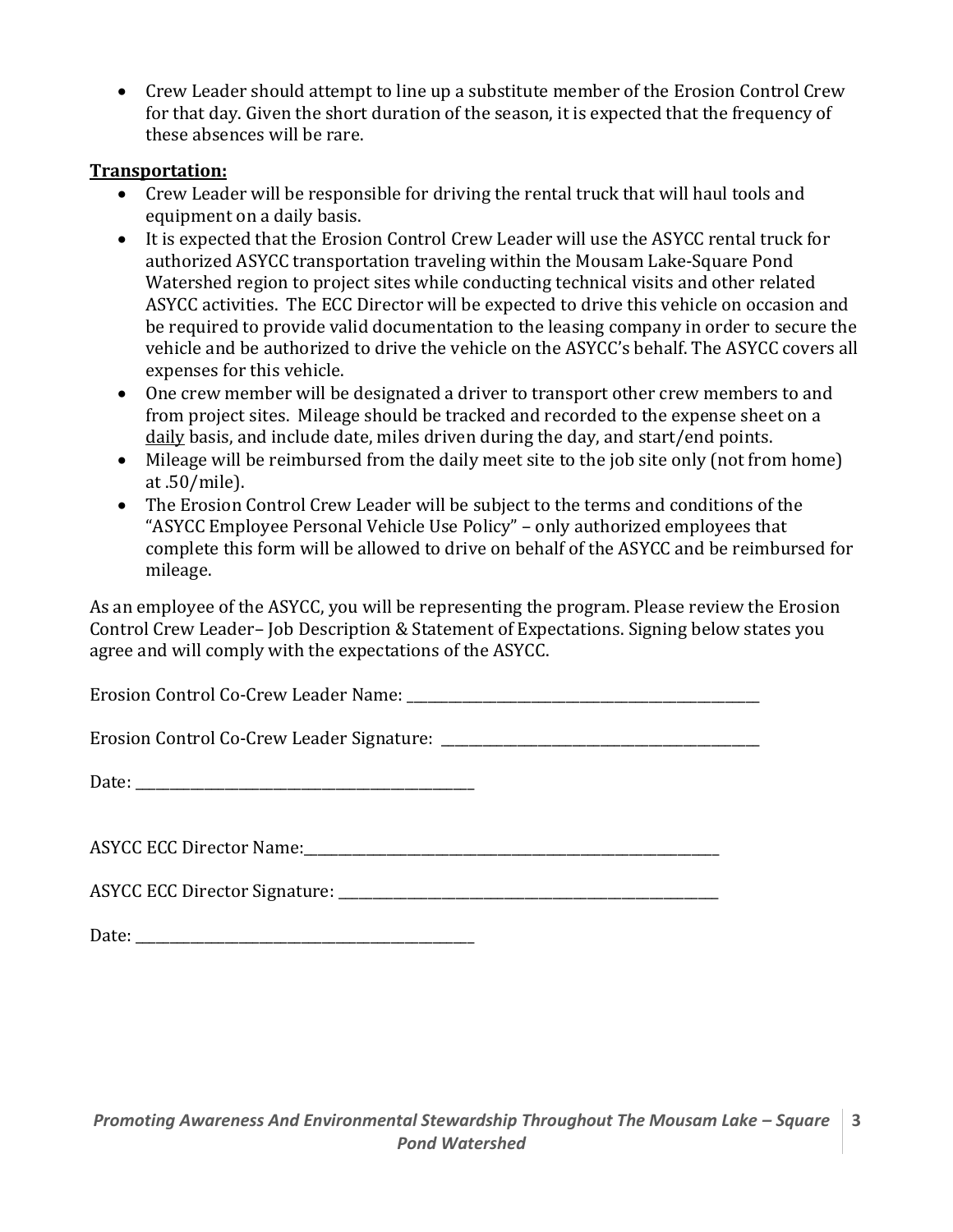- Crew Leader should attempt to line up a substitute member of the Erosion Control Crew for that day. Given the short duration of the season, it is expected that the frequency of these absences will be rare.

**Transportation:**

- Crew Leader will be responsible for driving the rental truck that will haul tools and equipment on a daily basis.
- It is expected that the Erosion Control Crew Leader will use the ASYCC rental truck for authorized ASYCC transportation traveling within the Mousam Lake-Square Pond Watershed region to project sites while conducting technical visits and other related ASYCC activities. The ECC Director will be expected to drive this vehicle on occasion and be required to provide valid documentation to the leasing company in order to secure the vehicle and be authorized to drive the vehicle on the ASYCC's behalf. The ASYCC covers all expenses for this vehicle.
- One crew member will be designated a driver to transport other crew members to and from project sites. Mileage should be tracked and recorded to the expense sheet on a daily basis, and include date, miles driven during the day, and start/end points.
- Mileage will be reimbursed from the daily meet site to the job site only (not from home) at .50/mile).
- The Erosion Control Crew Leader will be subject to the terms and conditions of the "ASYCC Employee Personal Vehicle Use Policy" – only authorized employees that complete this form will be allowed to drive on behalf of the ASYCC and be reimbursed for mileage.

As an employee of the ASYCC, you will be representing the program. Please review the Erosion Control Crew Leader– Job Description & Statement of Expectations. Signing below states you agree and will comply with the expectations of the ASYCC.

Erosion Control Co-Crew Leader Name: ______________________________

Erosion Control Co-Crew Leader Signature: ______________________________

Date: ______________________________

ASYCC ECC Director Name: ______________________________

ASYCC ECC Director Signature: ______________________________

Date: ______________________________